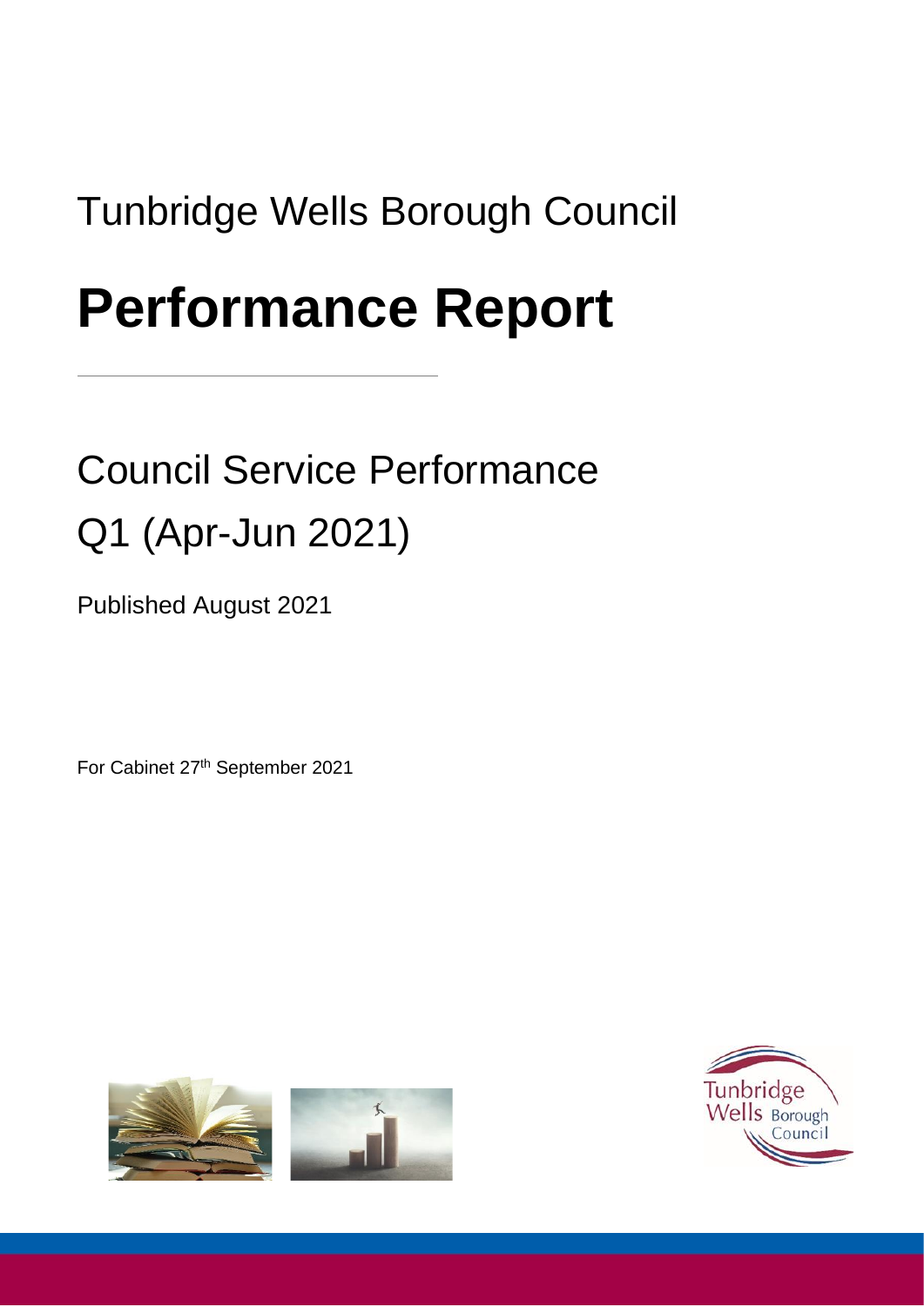Tunbridge Wells Borough Council

# Performance Report

## Council Service Performance

## Q1 (Apr-Jun 2021)

Published August 2021

For Cabinet 27th September 2021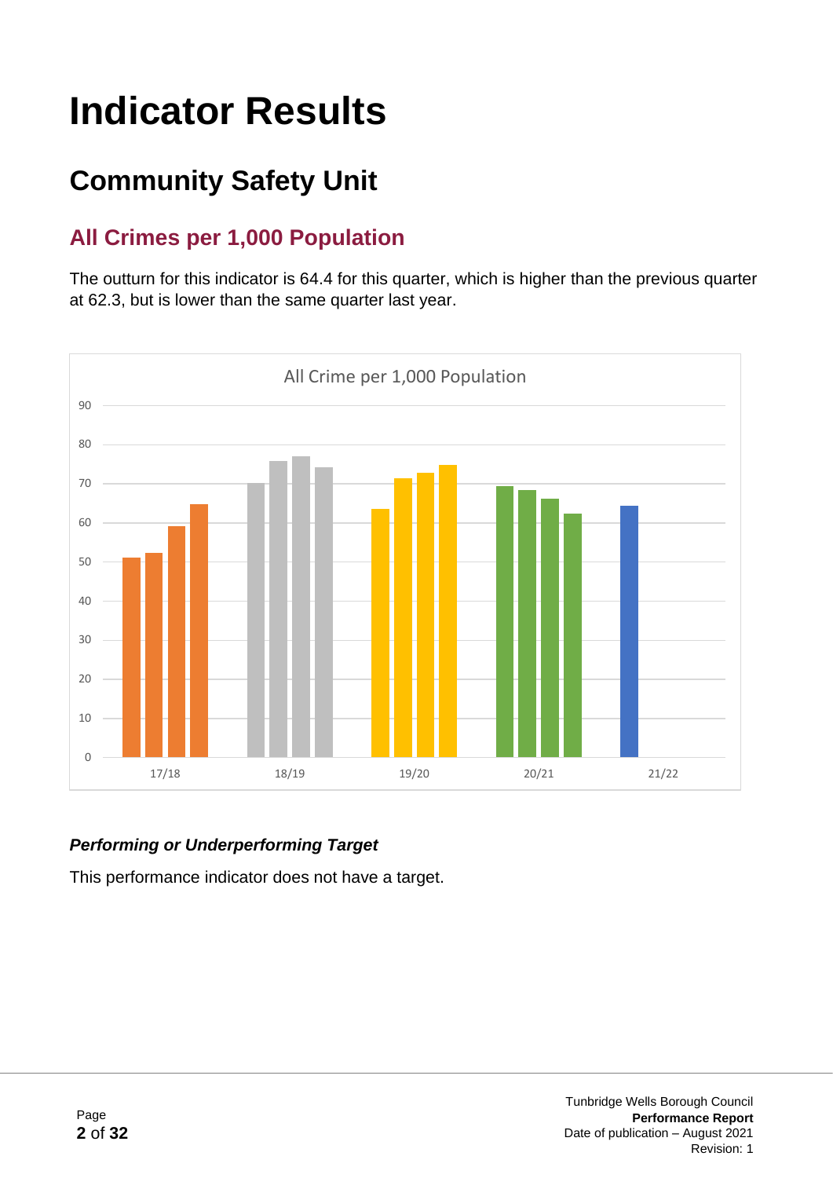# Indicator Results

## Community Safety Unit

### All Crimes per 1,000 Population

The outturn for this indicator is 64.4 for this quarter, which is higher than the previous quarter at 62.3, but is lower than the same quarter last year.

#### *Performing or Underperforming Target*

This performance indicator does not have a target.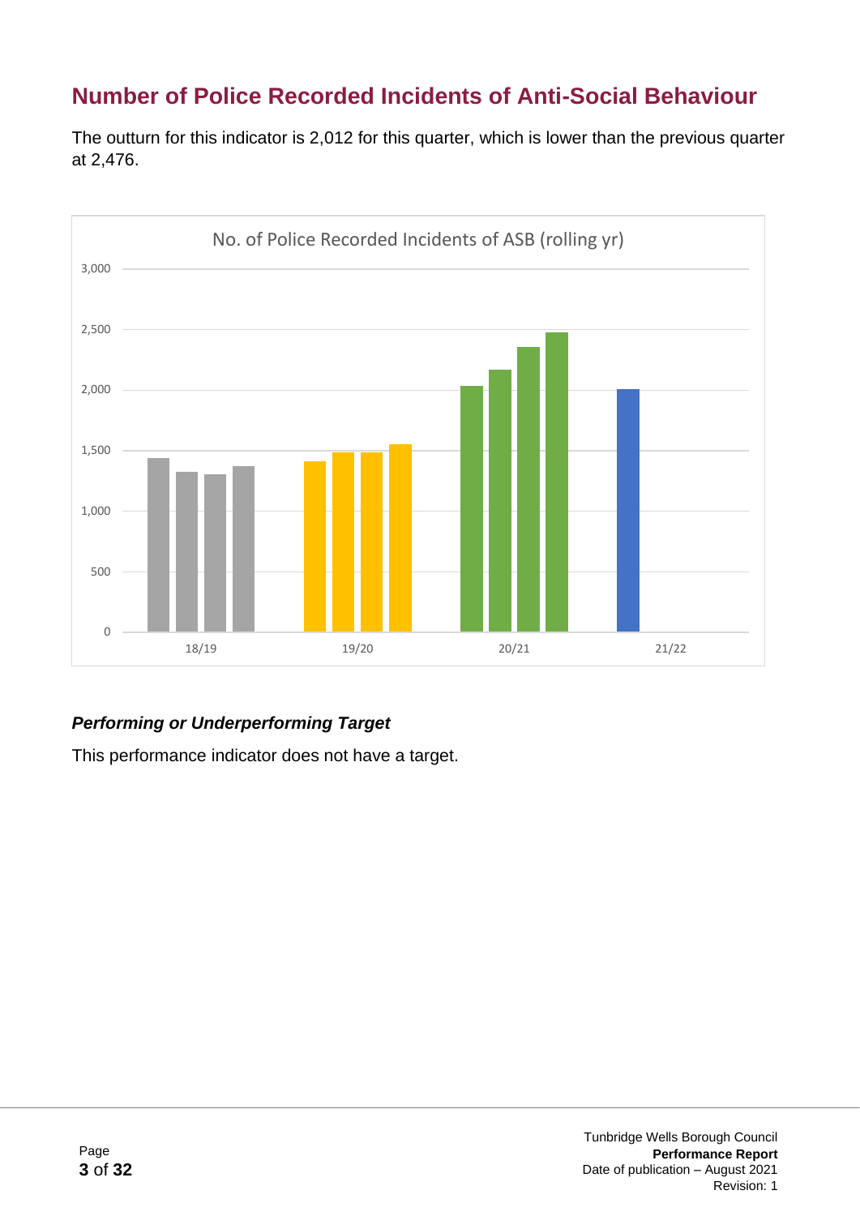# Number of Police Recorded Incidents of Anti-Social Behaviour

The outturn for this indicator is 2,012 for this quarter, which is lower than the previous quarter at 2,476.

### *Performing or Underperforming Target*

This performance indicator does not have a target.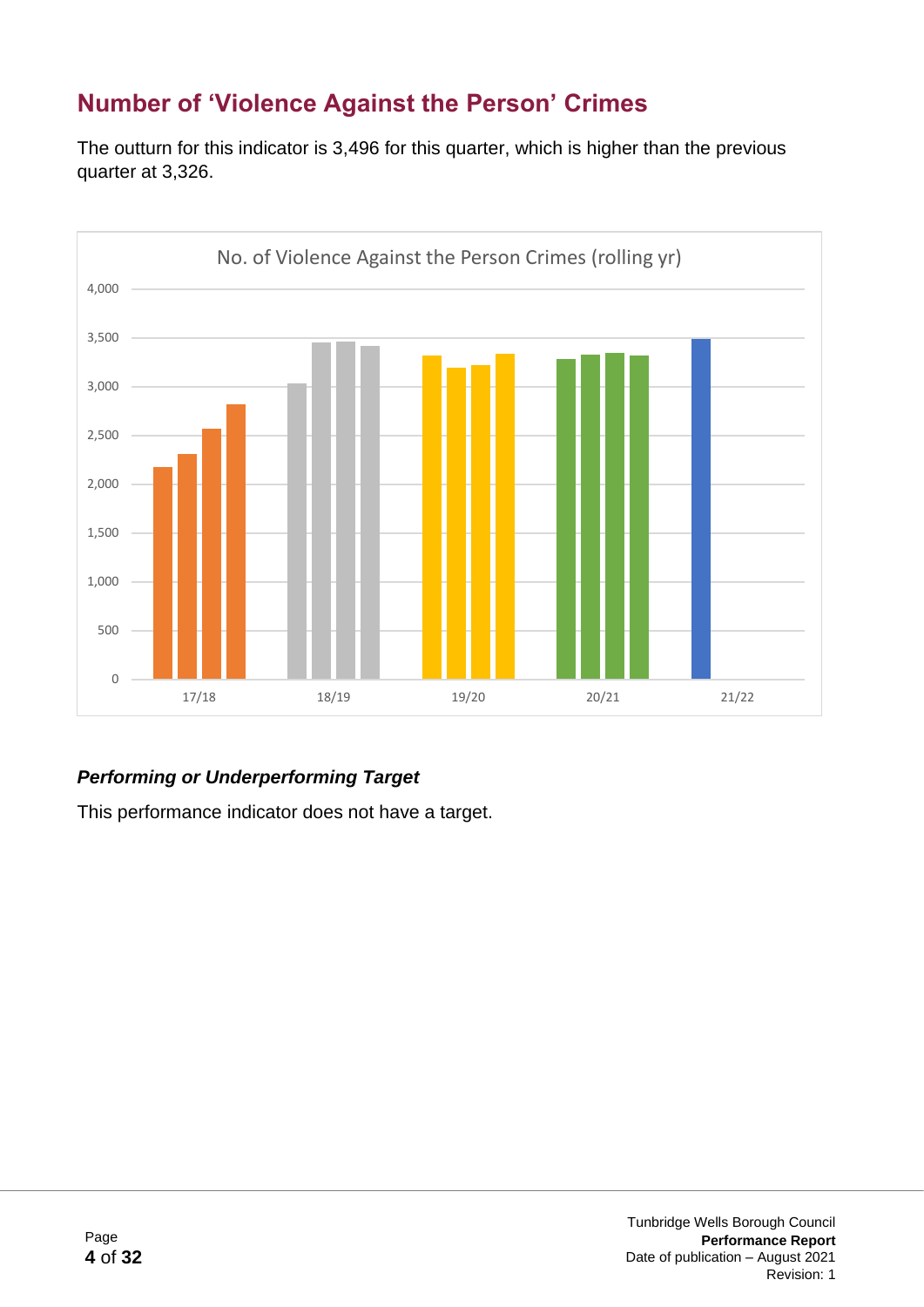## Number of 'Violence Against the Person' Crimes

The outturn for this indicator is 3,496 for this quarter, which is higher than the previous quarter at 3,326.

### *Performing or Underperforming Target*

This performance indicator does not have a target.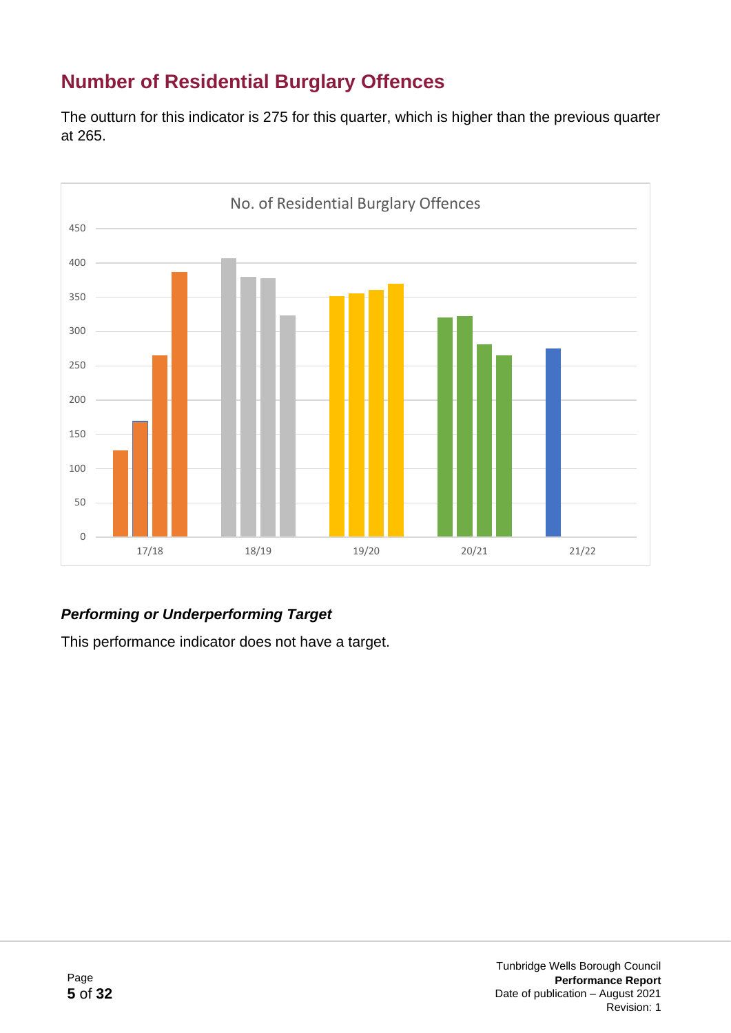## Number of Residential Burglary Offences

The outturn for this indicator is 275 for this quarter, which is higher than the previous quarter at 265.

### *Performing or Underperforming Target*

This performance indicator does not have a target.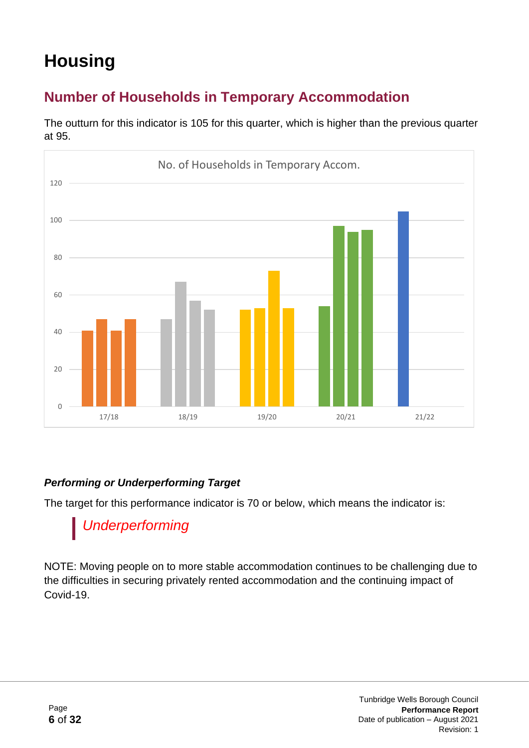# Housing

## Number of Households in Temporary Accommodation

The outturn for this indicator is 105 for this quarter, which is higher than the previous quarter at 95.

### *Performing or Underperforming Target*

The target for this performance indicator is 70 or below, which means the indicator is:

> *Underperforming*

NOTE: Moving people on to more stable accommodation continues to be challenging due to the difficulties in securing privately rented accommodation and the continuing impact of Covid-19.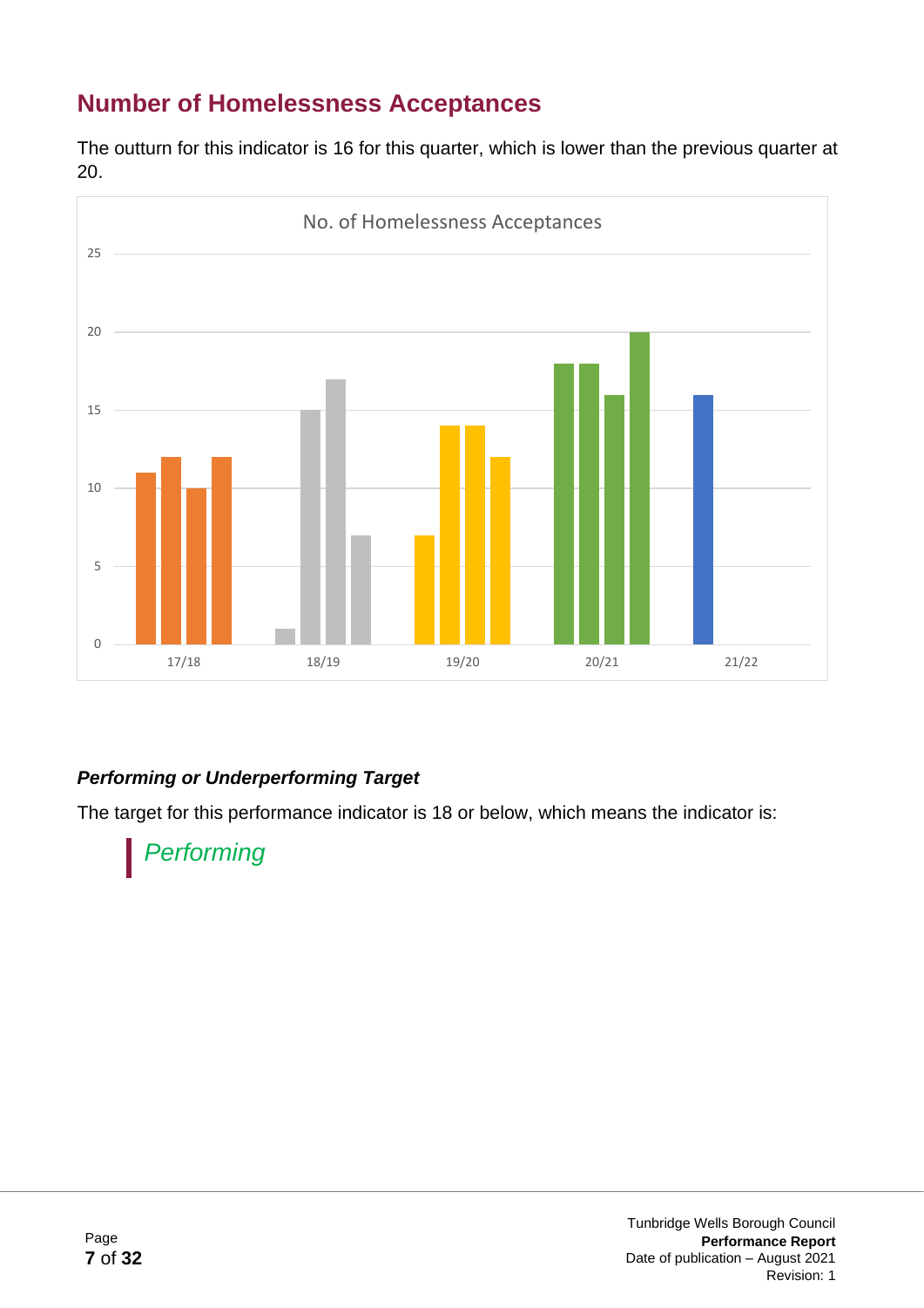## Number of Homelessness Acceptances

The outturn for this indicator is 16 for this quarter, which is lower than the previous quarter at 20.

### *Performing or Underperforming Target*

The target for this performance indicator is 18 or below, which means the indicator is:

> *Performing*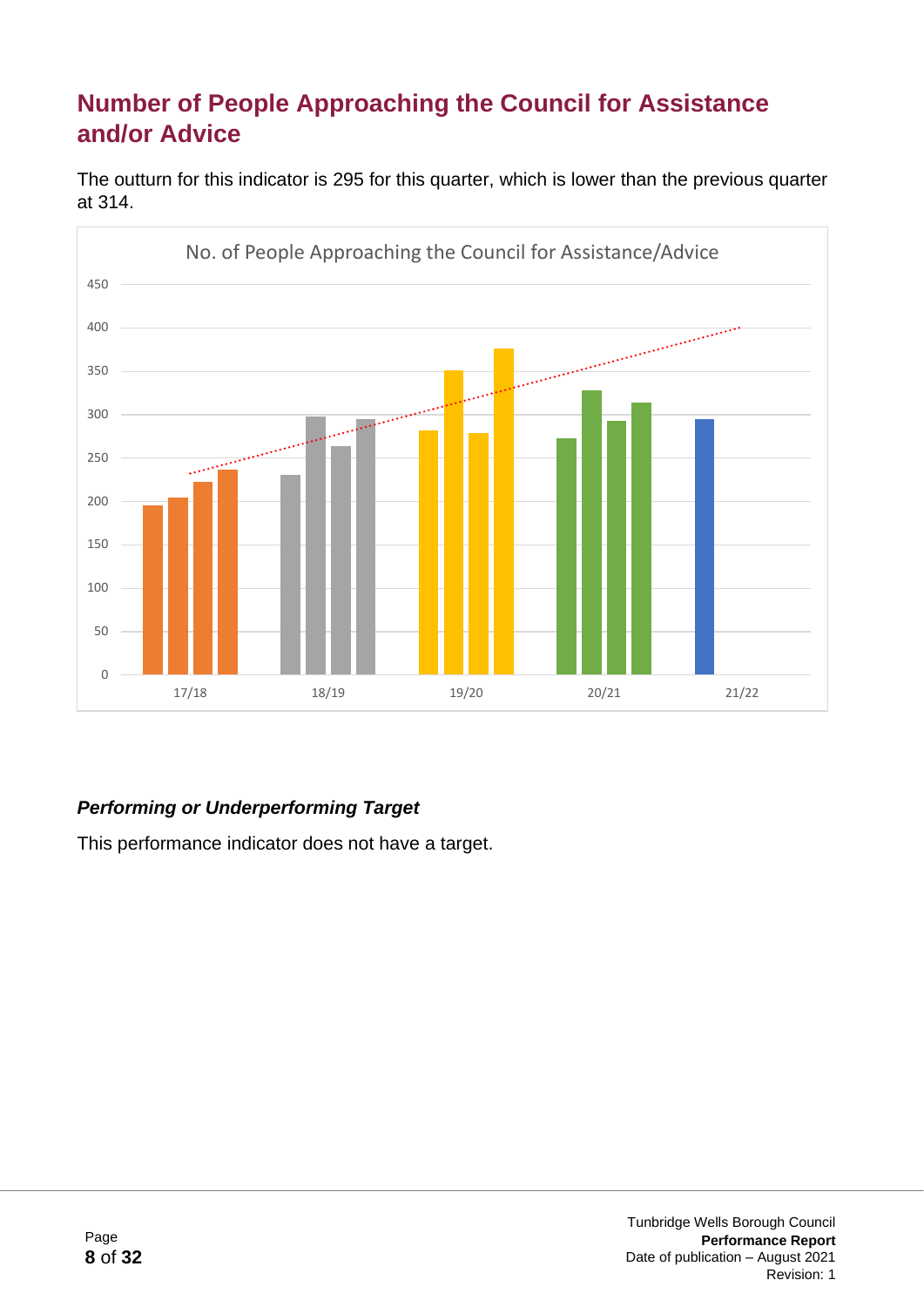## Number of People Approaching the Council for Assistance and/or Advice

The outturn for this indicator is 295 for this quarter, which is lower than the previous quarter at 314.

### *Performing or Underperforming Target*

This performance indicator does not have a target.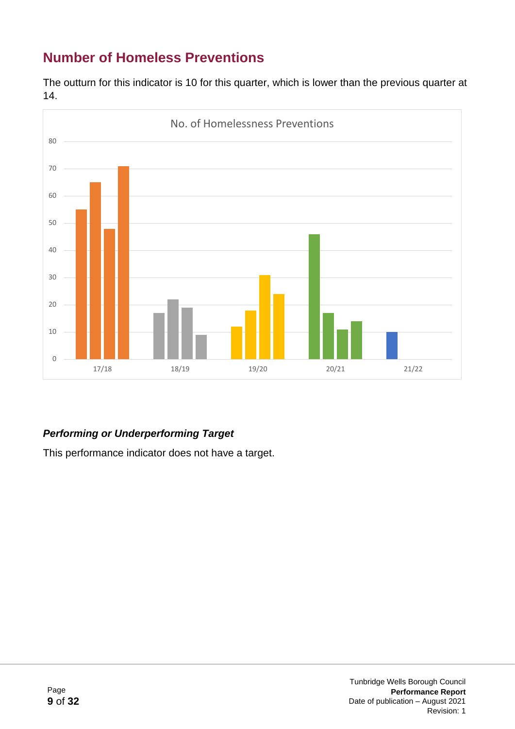## Number of Homeless Preventions

The outturn for this indicator is 10 for this quarter, which is lower than the previous quarter at 14.

### ***Performing or Underperforming Target***

This performance indicator does not have a target.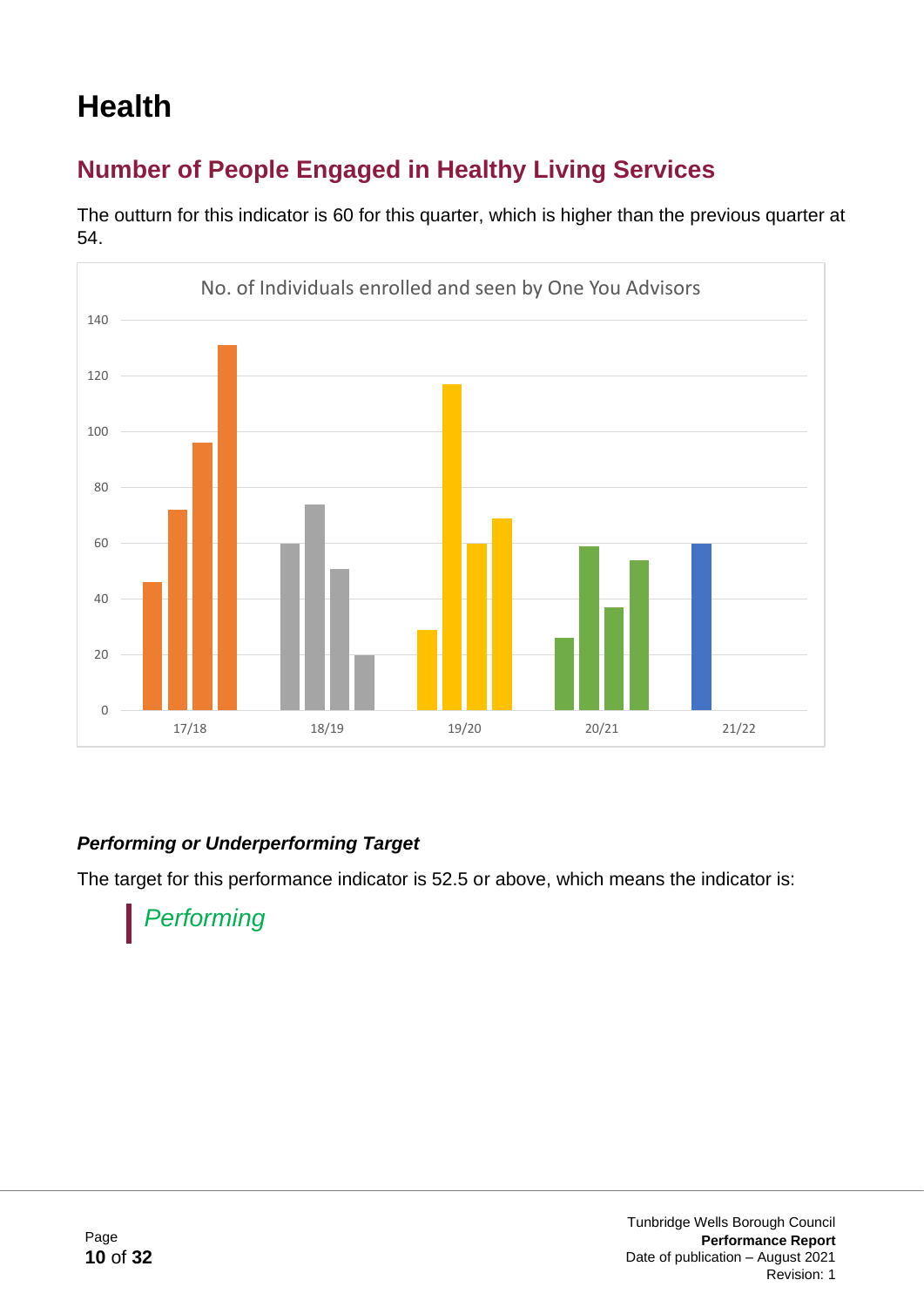# Health

## Number of People Engaged in Healthy Living Services

The outturn for this indicator is 60 for this quarter, which is higher than the previous quarter at 54.

No. of Individuals enrolled and seen by One You Advisors

### *Performing or Underperforming Target*

The target for this performance indicator is 52.5 or above, which means the indicator is:

*Performing*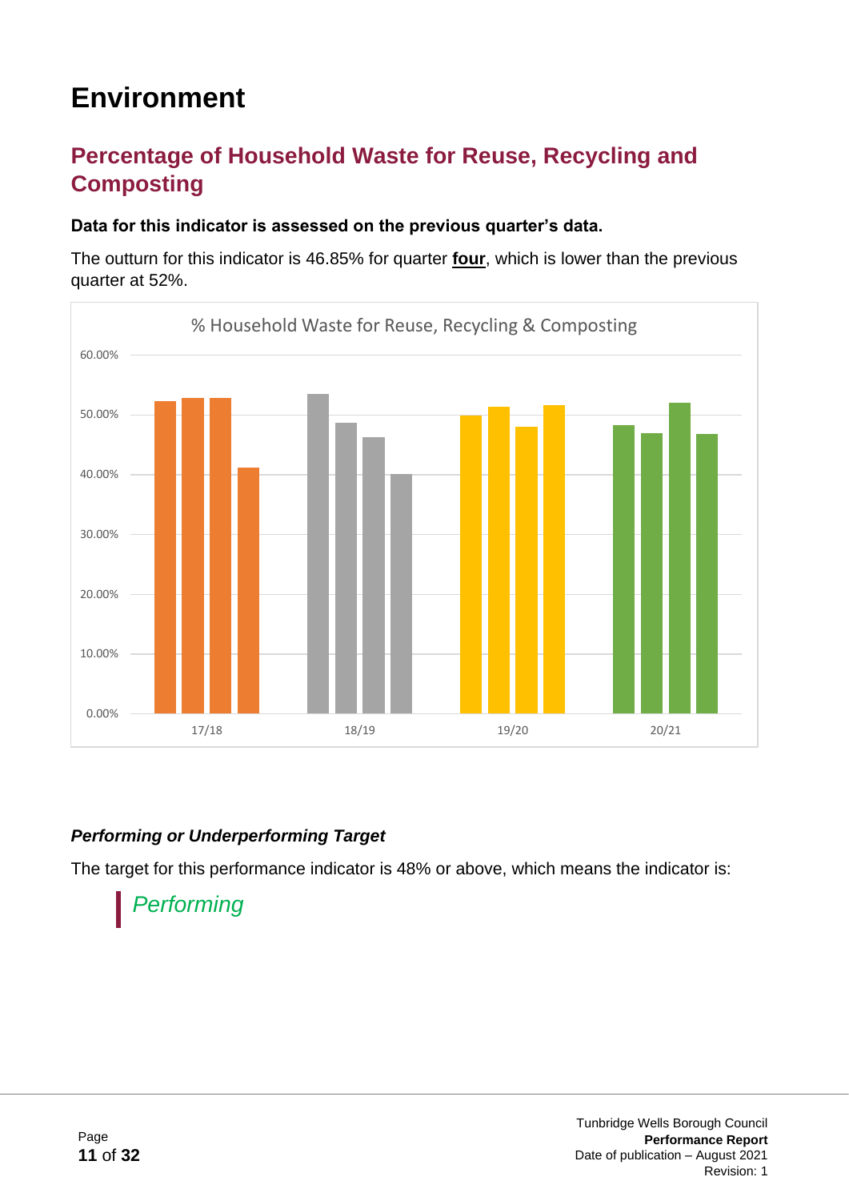# Environment

## Percentage of Household Waste for Reuse, Recycling and Composting

**Data for this indicator is assessed on the previous quarter's data.**

The outturn for this indicator is 46.85% for quarter **four**, which is lower than the previous quarter at 52%.

### *Performing or Underperforming Target*

The target for this performance indicator is 48% or above, which means the indicator is:

*Performing*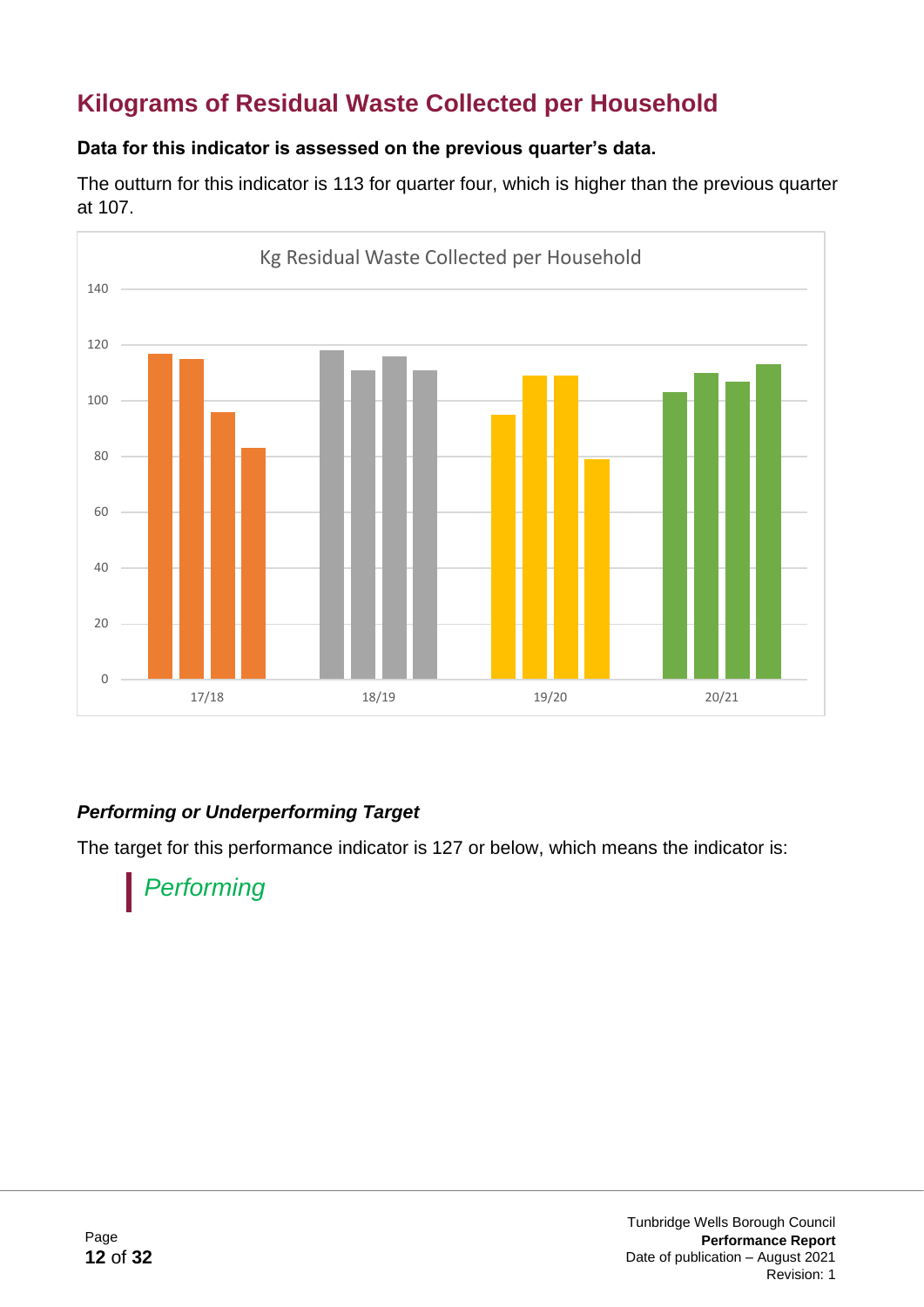## Kilograms of Residual Waste Collected per Household

**Data for this indicator is assessed on the previous quarter's data.**

The outturn for this indicator is 113 for quarter four, which is higher than the previous quarter at 107.

***Performing or Underperforming Target***

The target for this performance indicator is 127 or below, which means the indicator is:

*Performing*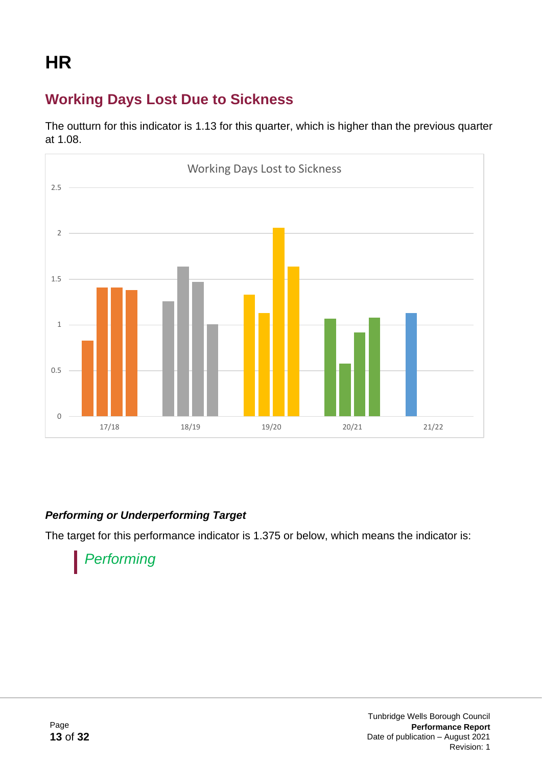# HR

## Working Days Lost Due to Sickness

The outturn for this indicator is 1.13 for this quarter, which is higher than the previous quarter at 1.08.

#### *Performing or Underperforming Target*

The target for this performance indicator is 1.375 or below, which means the indicator is:

> *Performing*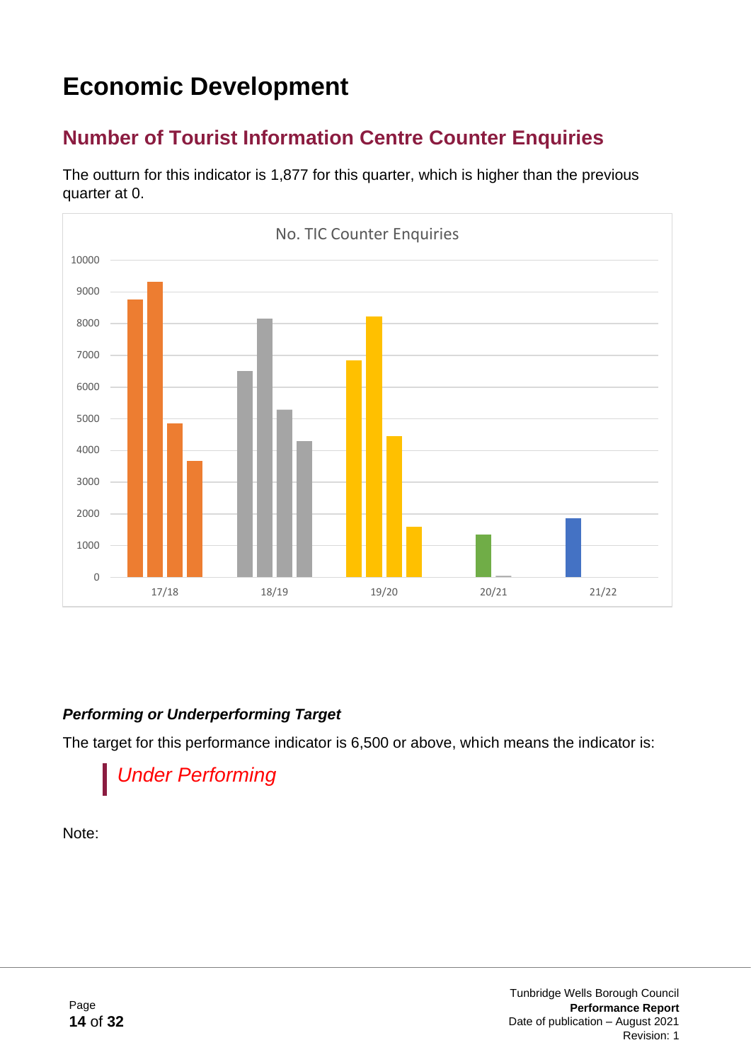# Economic Development

## Number of Tourist Information Centre Counter Enquiries

The outturn for this indicator is 1,877 for this quarter, which is higher than the previous quarter at 0.

### *Performing or Underperforming Target*

The target for this performance indicator is 6,500 or above, which means the indicator is:

> *Under Performing*

Note: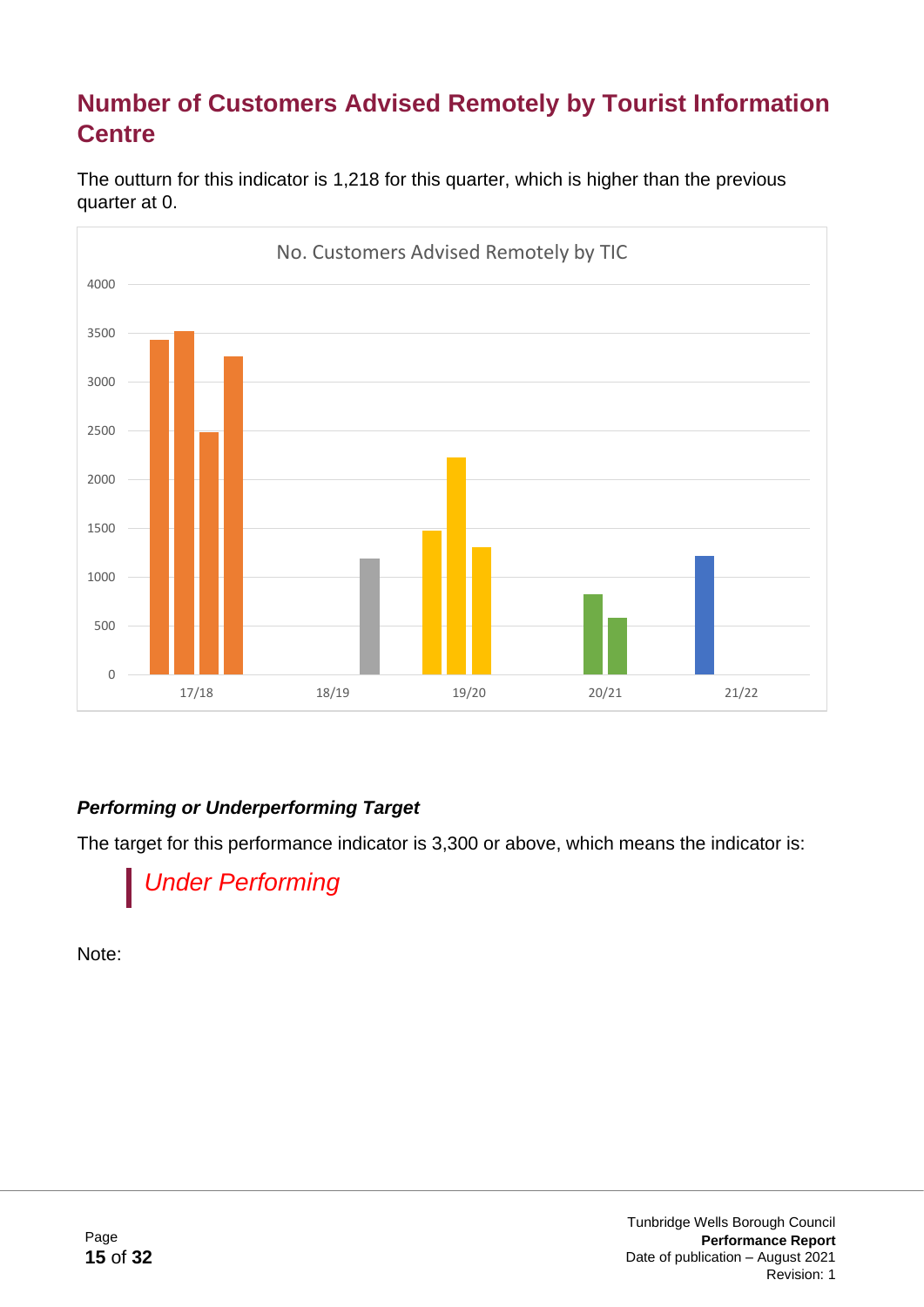## Number of Customers Advised Remotely by Tourist Information Centre

The outturn for this indicator is 1,218 for this quarter, which is higher than the previous quarter at 0.

### *Performing or Underperforming Target*

The target for this performance indicator is 3,300 or above, which means the indicator is:

> *Under Performing*

Note: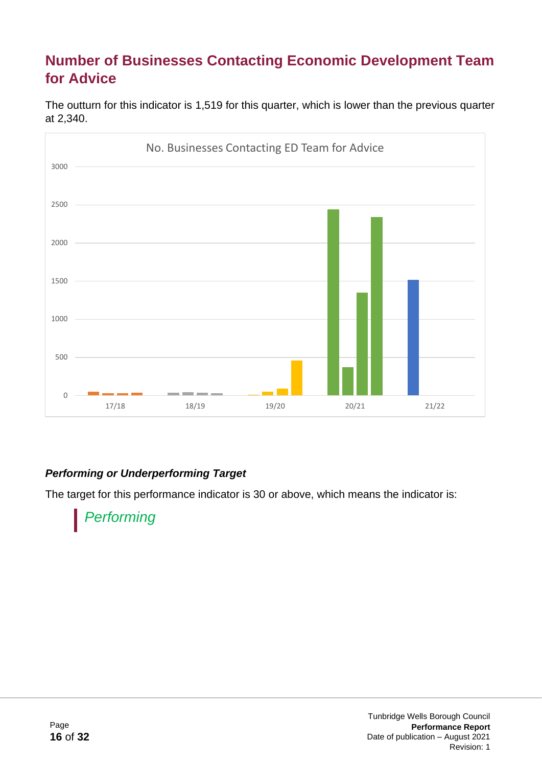## Number of Businesses Contacting Economic Development Team for Advice

The outturn for this indicator is 1,519 for this quarter, which is lower than the previous quarter at 2,340.

No. Businesses Contacting ED Team for Advice

### *Performing or Underperforming Target*

The target for this performance indicator is 30 or above, which means the indicator is:

> *Performing*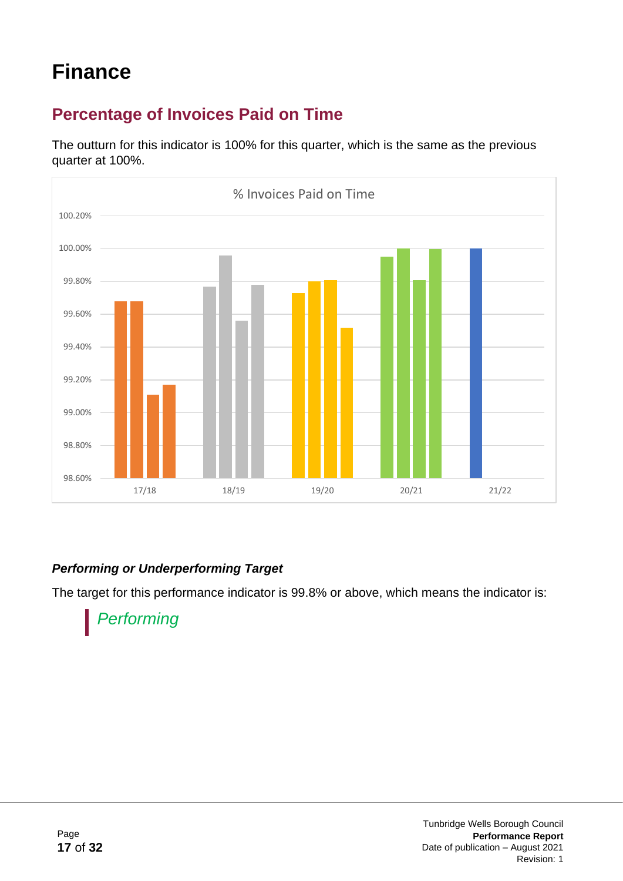# Finance

## Percentage of Invoices Paid on Time

The outturn for this indicator is 100% for this quarter, which is the same as the previous quarter at 100%.

### *Performing or Underperforming Target*

The target for this performance indicator is 99.8% or above, which means the indicator is:

> *Performing*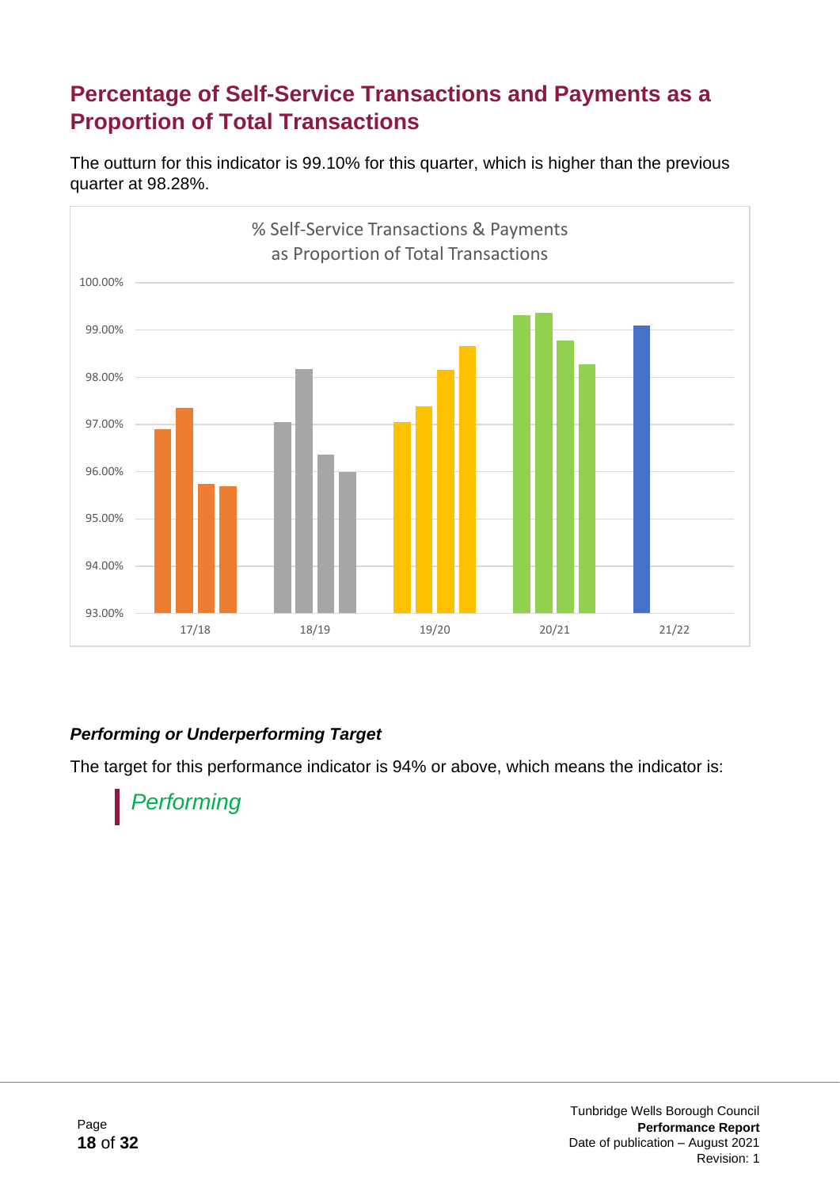## Percentage of Self-Service Transactions and Payments as a Proportion of Total Transactions

The outturn for this indicator is 99.10% for this quarter, which is higher than the previous quarter at 98.28%.

### *Performing or Underperforming Target*

The target for this performance indicator is 94% or above, which means the indicator is:

> *Performing*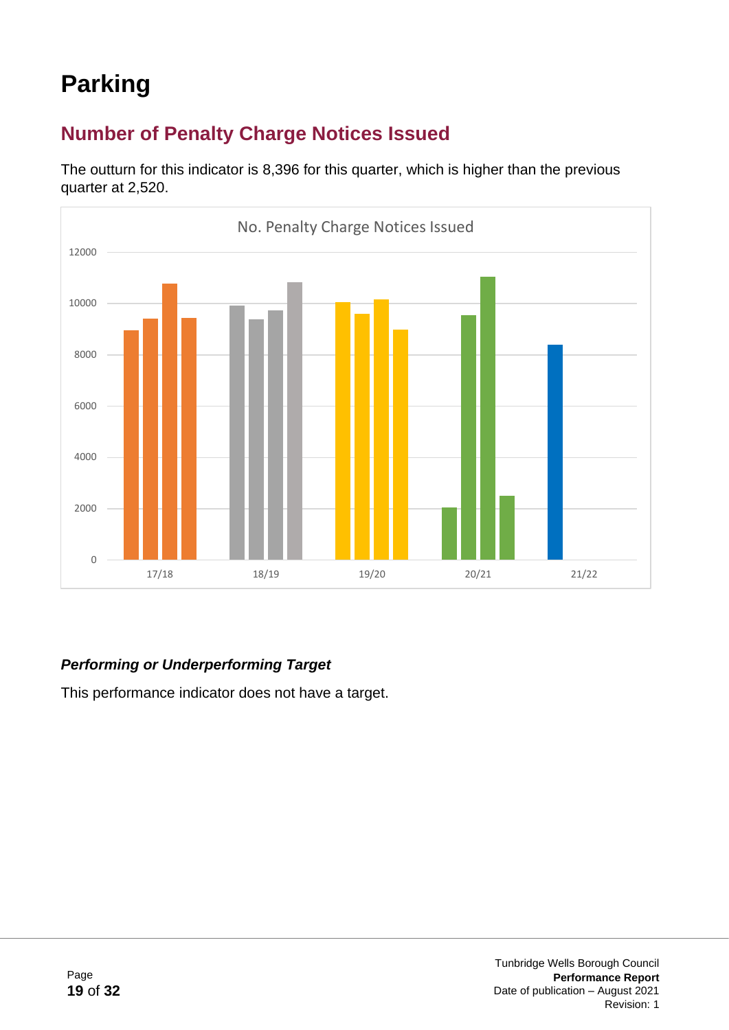# Parking

## Number of Penalty Charge Notices Issued

The outturn for this indicator is 8,396 for this quarter, which is higher than the previous quarter at 2,520.

### *Performing or Underperforming Target*

This performance indicator does not have a target.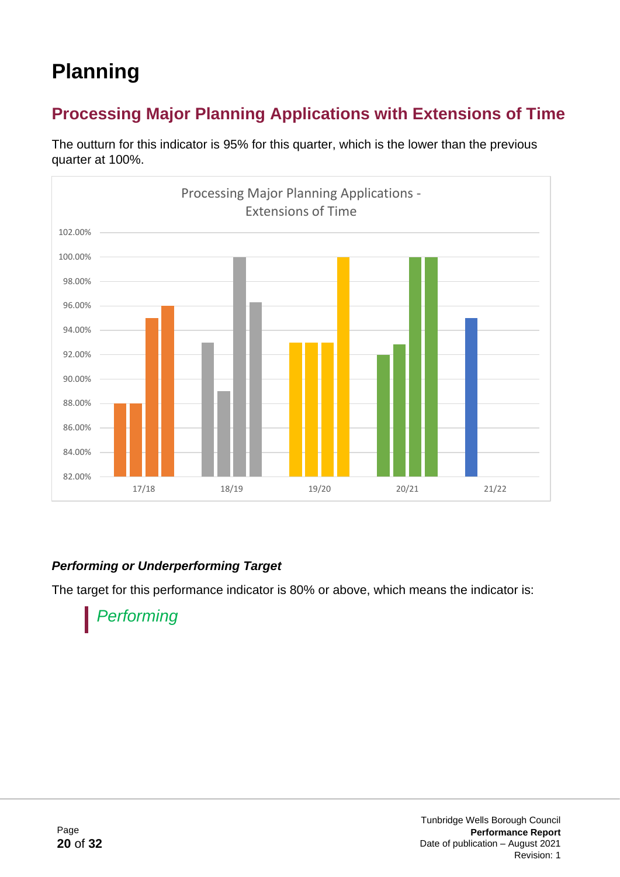# Planning

## Processing Major Planning Applications with Extensions of Time

The outturn for this indicator is 95% for this quarter, which is the lower than the previous quarter at 100%.

### *Performing or Underperforming Target*

The target for this performance indicator is 80% or above, which means the indicator is:

> *Performing*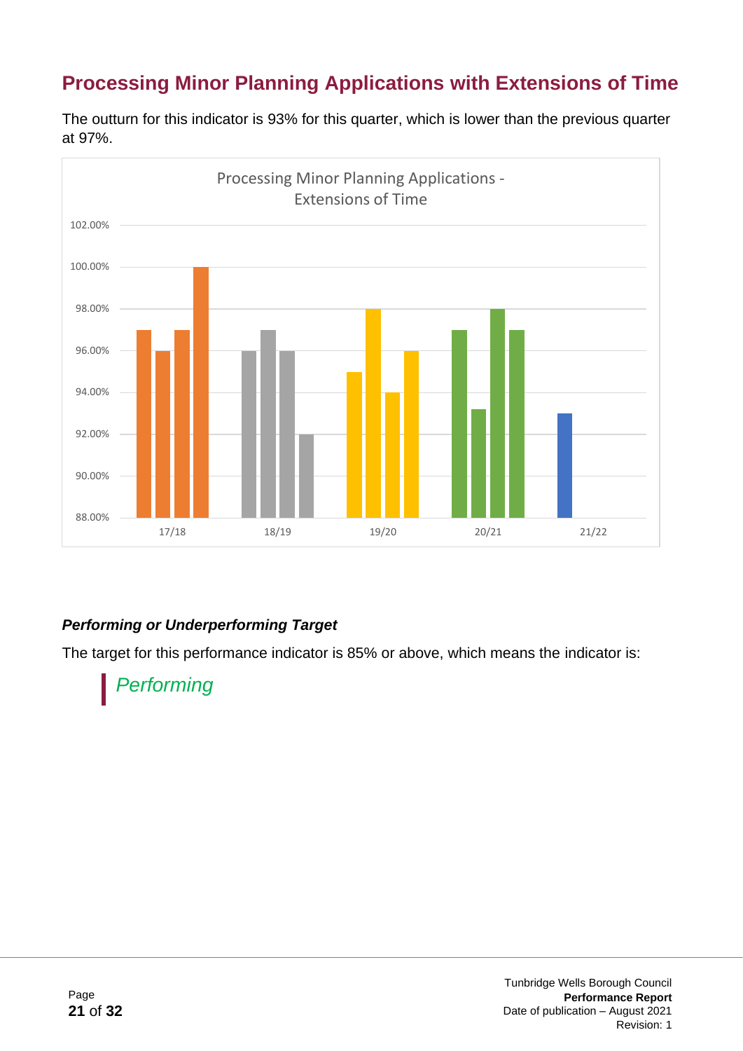## Processing Minor Planning Applications with Extensions of Time

The outturn for this indicator is 93% for this quarter, which is lower than the previous quarter at 97%.

### *Performing or Underperforming Target*

The target for this performance indicator is 85% or above, which means the indicator is:

*Performing*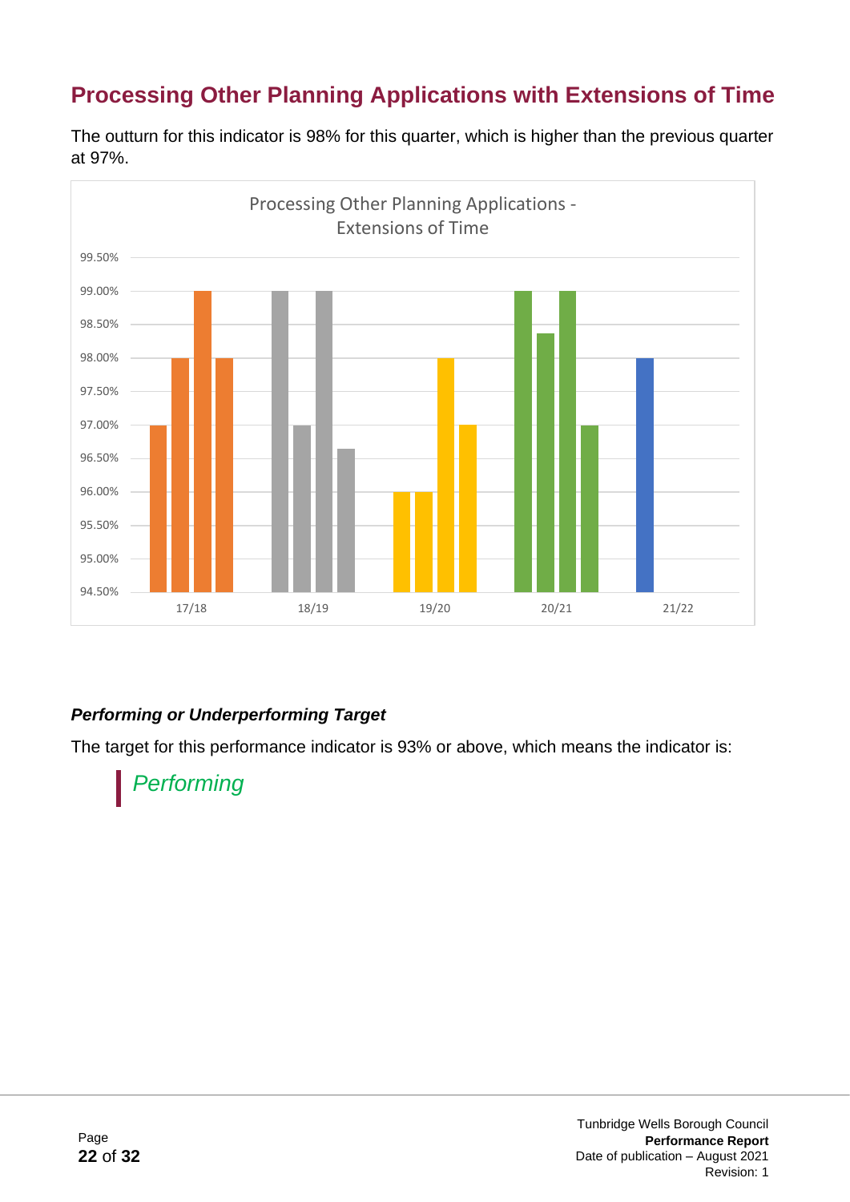## Processing Other Planning Applications with Extensions of Time

The outturn for this indicator is 98% for this quarter, which is higher than the previous quarter at 97%.

#### *Performing or Underperforming Target*

The target for this performance indicator is 93% or above, which means the indicator is:

> *Performing*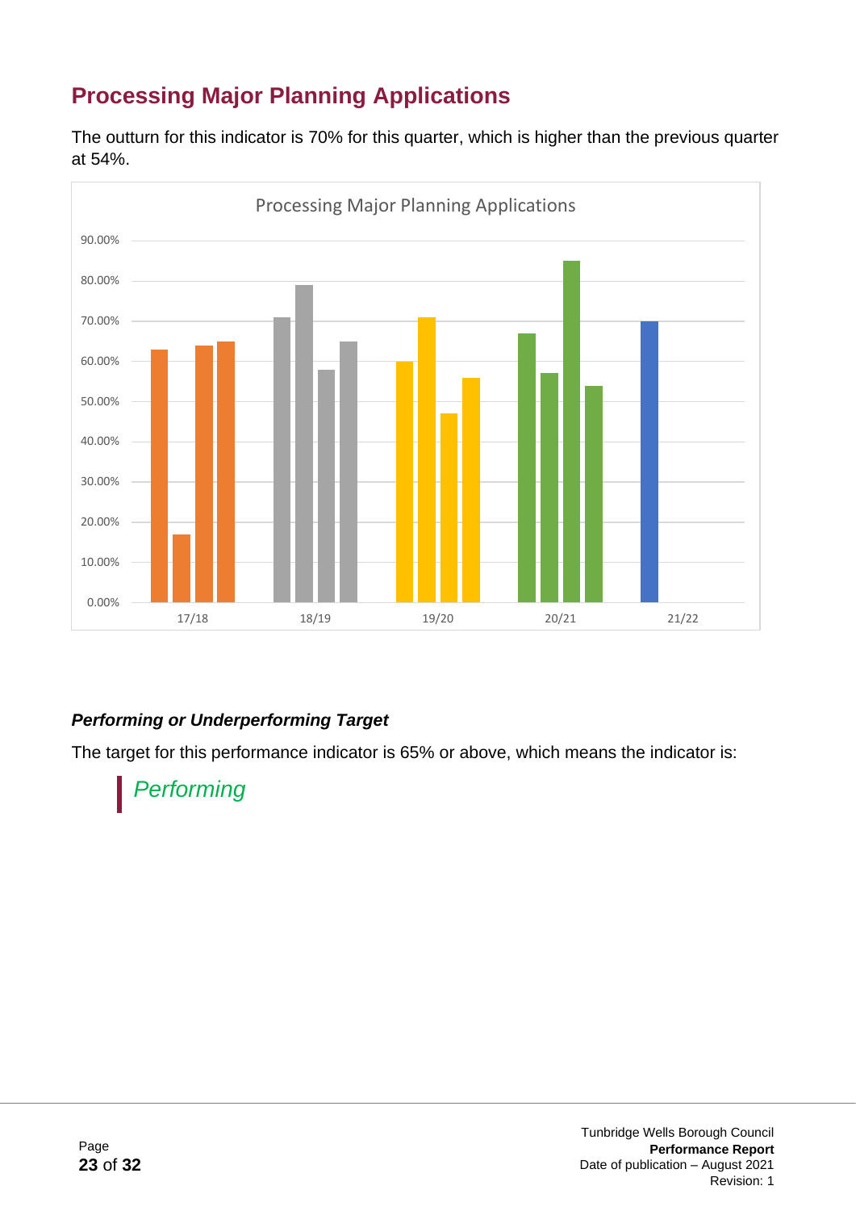## Processing Major Planning Applications

The outturn for this indicator is 70% for this quarter, which is higher than the previous quarter at 54%.

### *Performing or Underperforming Target*

The target for this performance indicator is 65% or above, which means the indicator is:

> *Performing*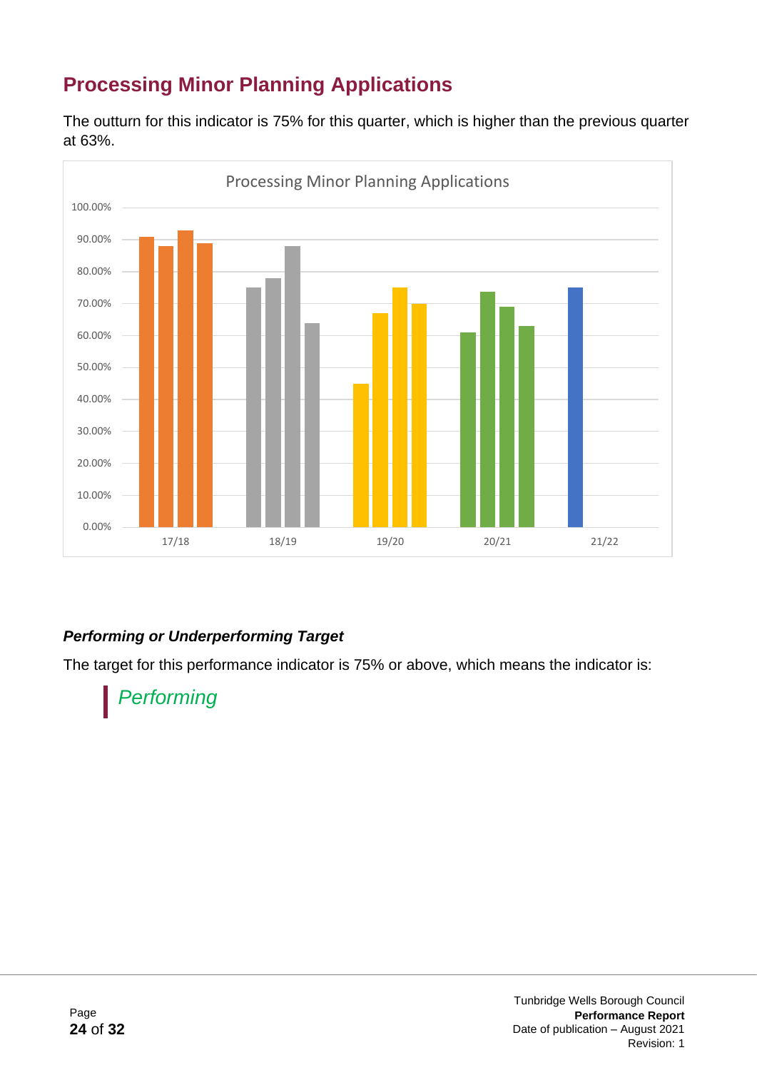## Processing Minor Planning Applications

The outturn for this indicator is 75% for this quarter, which is higher than the previous quarter at 63%.

#### *Performing or Underperforming Target*

The target for this performance indicator is 75% or above, which means the indicator is:

> *Performing*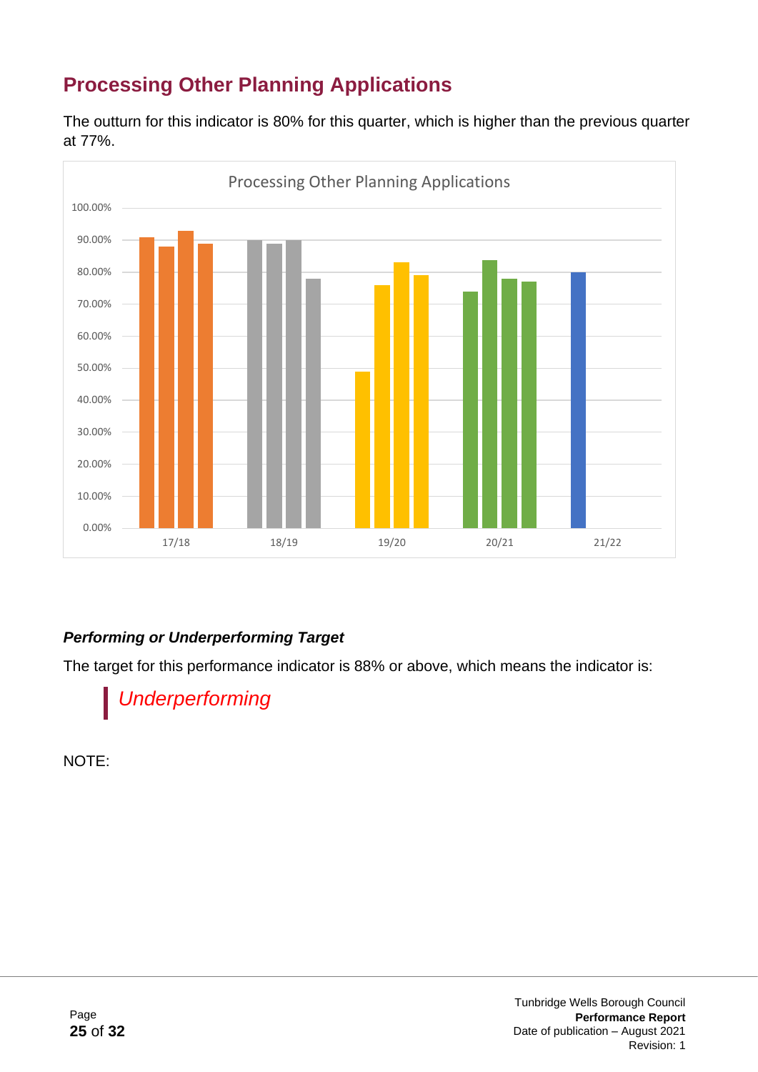## Processing Other Planning Applications

The outturn for this indicator is 80% for this quarter, which is higher than the previous quarter at 77%.

#### *Performing or Underperforming Target*

The target for this performance indicator is 88% or above, which means the indicator is:

> *Underperforming*

NOTE: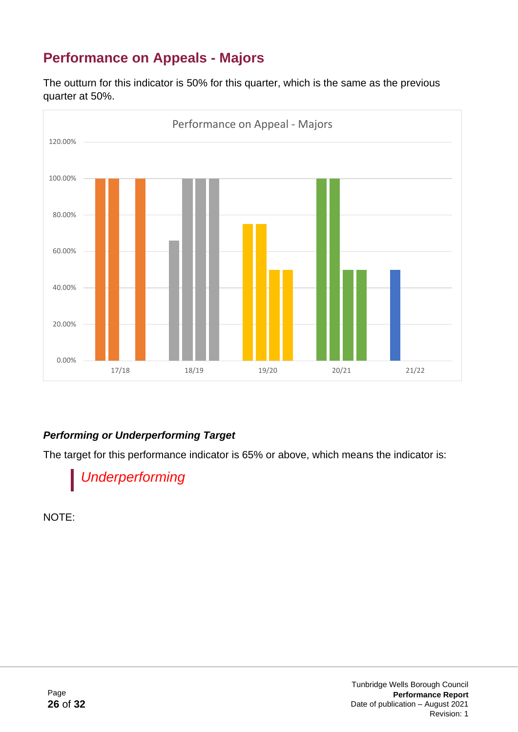## Performance on Appeals - Majors

The outturn for this indicator is 50% for this quarter, which is the same as the previous quarter at 50%.

### *Performing or Underperforming Target*

The target for this performance indicator is 65% or above, which means the indicator is:

> *Underperforming*

NOTE: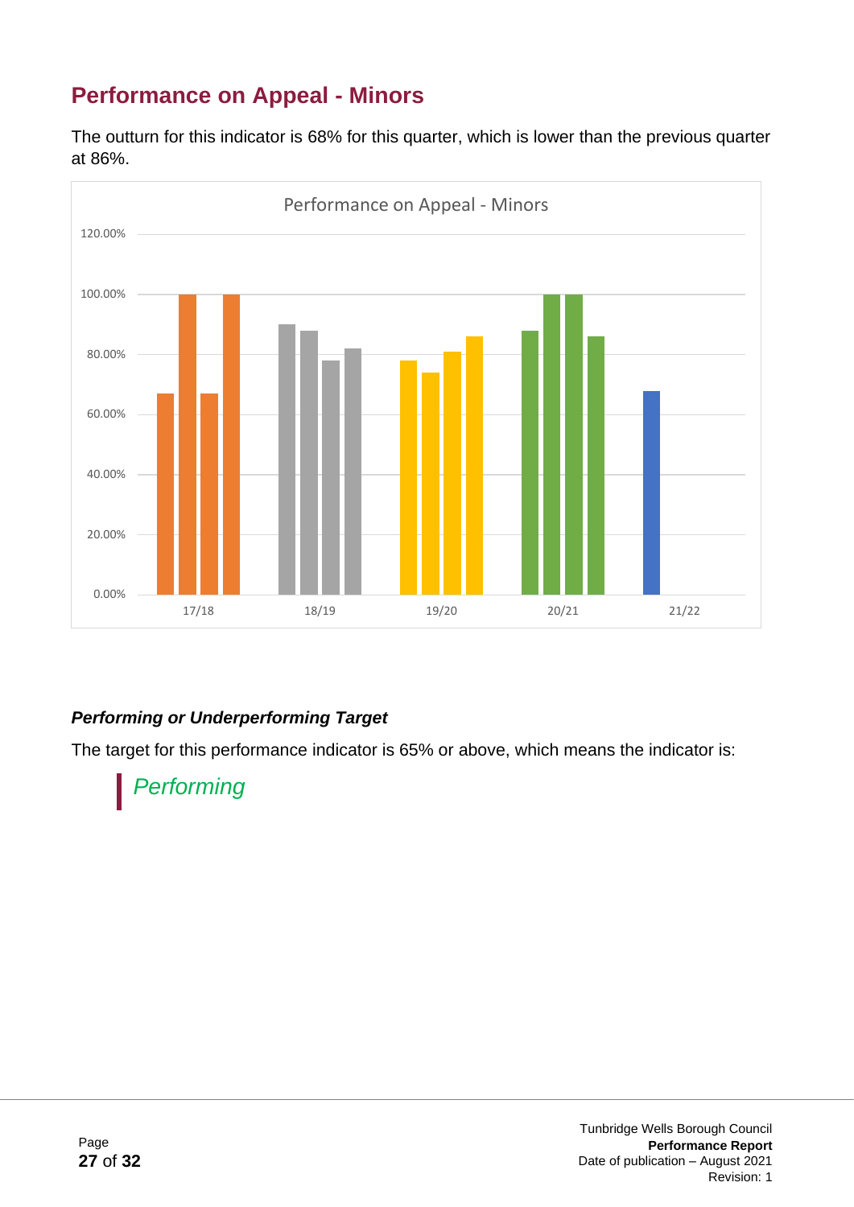## Performance on Appeal - Minors

The outturn for this indicator is 68% for this quarter, which is lower than the previous quarter at 86%.

### *Performing or Underperforming Target*

The target for this performance indicator is 65% or above, which means the indicator is:

> *Performing*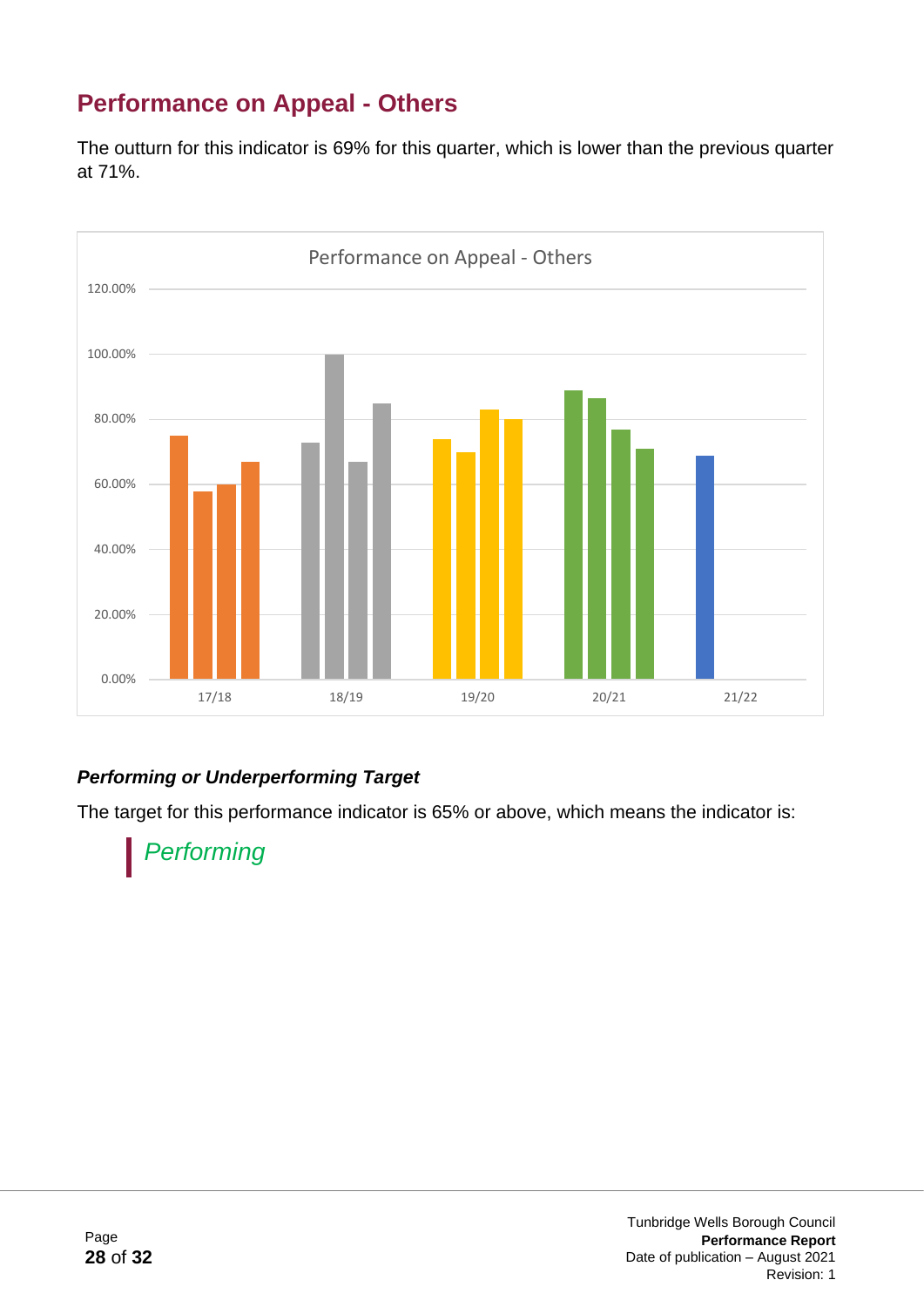## Performance on Appeal - Others

The outturn for this indicator is 69% for this quarter, which is lower than the previous quarter at 71%.

***Performing or Underperforming Target***

The target for this performance indicator is 65% or above, which means the indicator is:

> *Performing*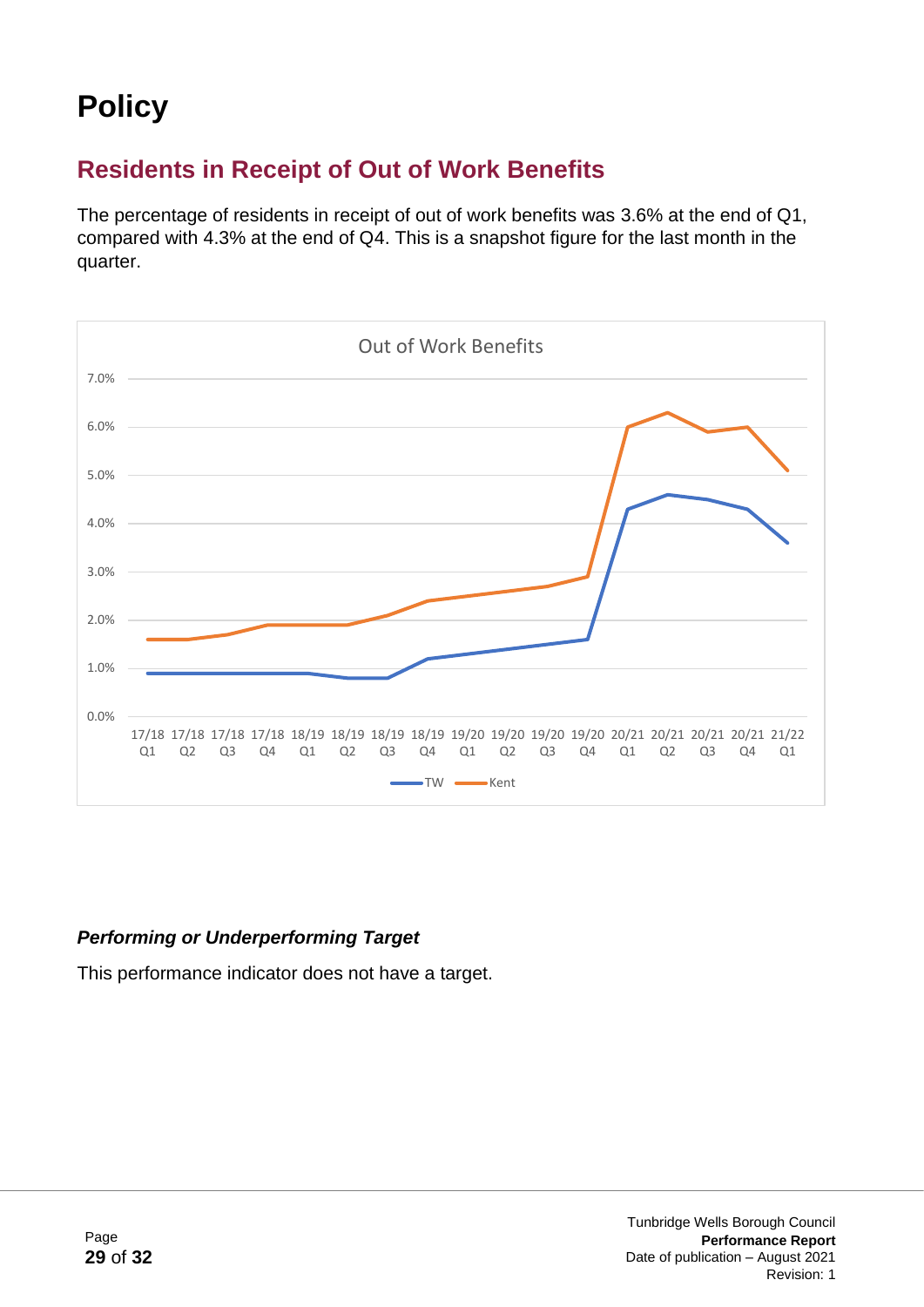# Policy

## Residents in Receipt of Out of Work Benefits

The percentage of residents in receipt of out of work benefits was 3.6% at the end of Q1, compared with 4.3% at the end of Q4. This is a snapshot figure for the last month in the quarter.

### *Performing or Underperforming Target*

This performance indicator does not have a target.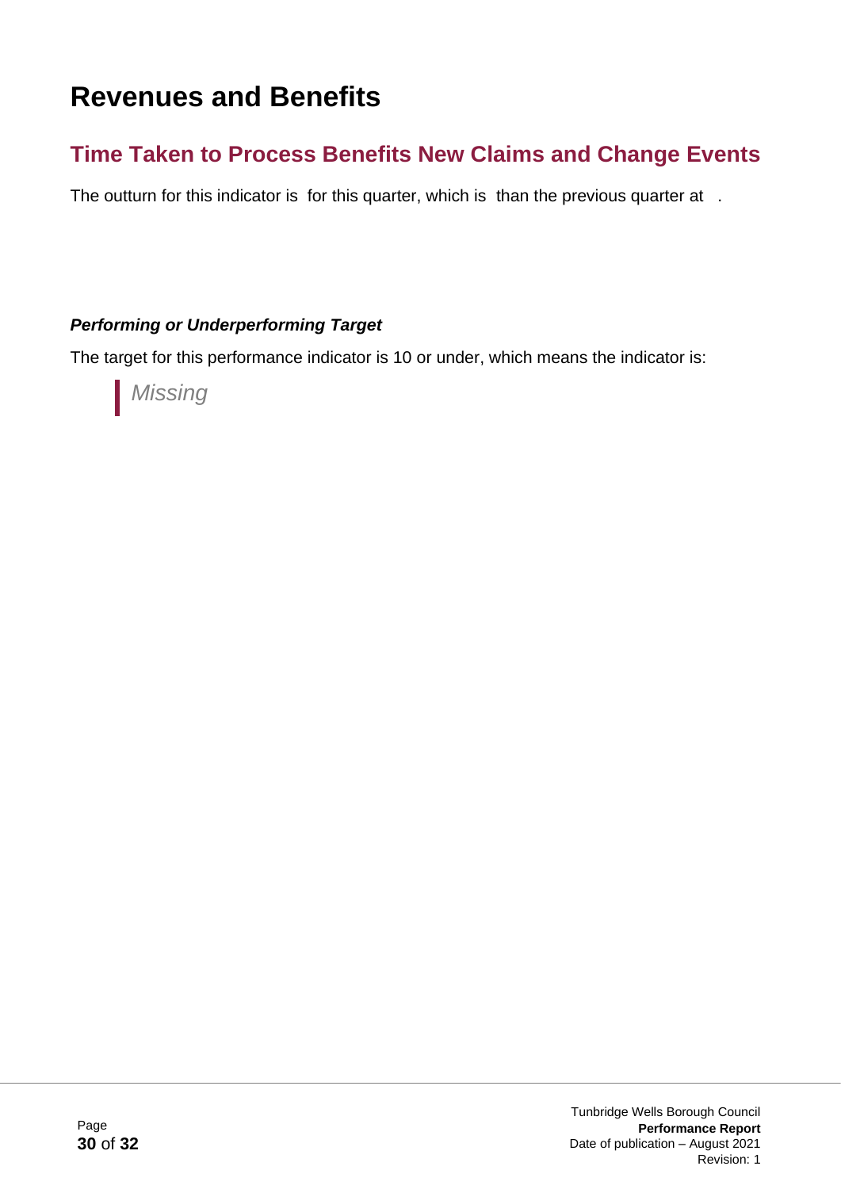# Revenues and Benefits

## Time Taken to Process Benefits New Claims and Change Events

The outturn for this indicator is  for this quarter, which is  than the previous quarter at  .

***Performing or Underperforming Target***

The target for this performance indicator is 10 or under, which means the indicator is:

> *Missing*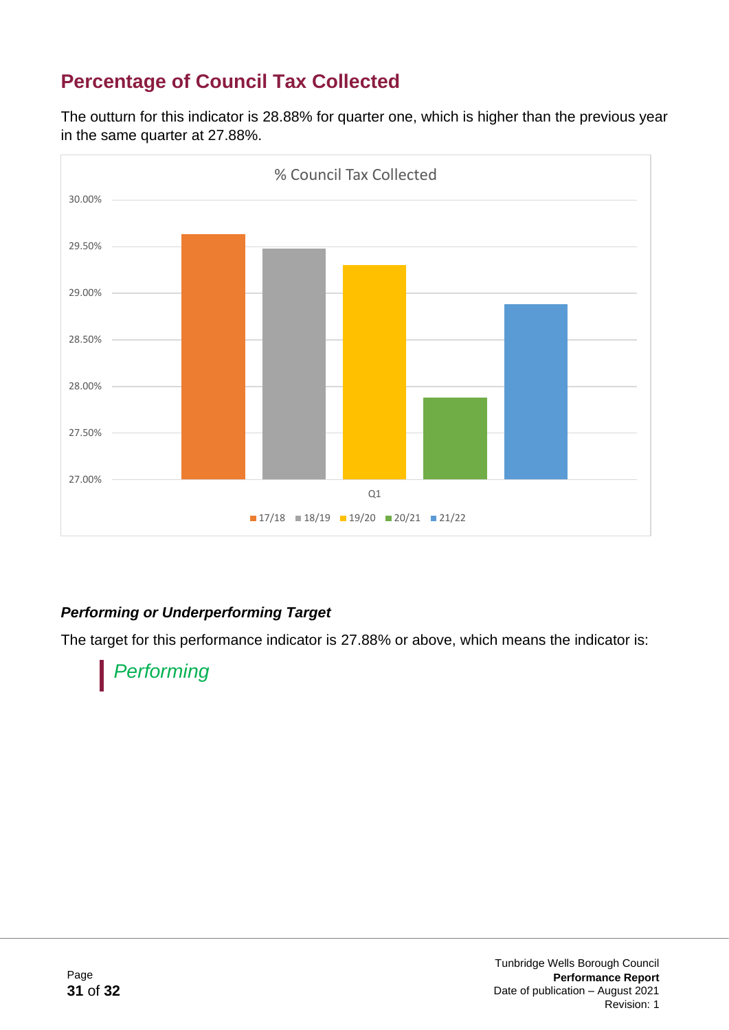## Percentage of Council Tax Collected

The outturn for this indicator is 28.88% for quarter one, which is higher than the previous year in the same quarter at 27.88%.

### *Performing or Underperforming Target*

The target for this performance indicator is 27.88% or above, which means the indicator is:

> *Performing*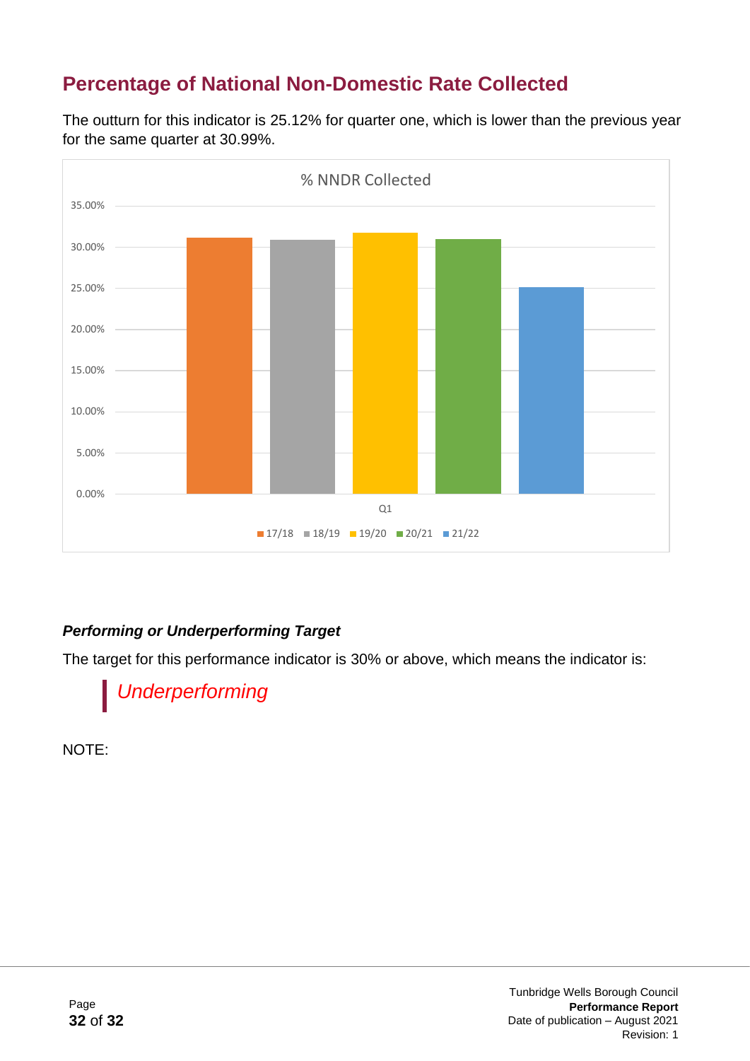## Percentage of National Non-Domestic Rate Collected

The outturn for this indicator is 25.12% for quarter one, which is lower than the previous year for the same quarter at 30.99%.

% NNDR Collected

35.00%
30.00%
25.00%
20.00%
15.00%
10.00%
5.00%
0.00%

Q1

17/18 18/19 19/20 20/21 21/22

### *Performing or Underperforming Target*

The target for this performance indicator is 30% or above, which means the indicator is:

> *Underperforming*

NOTE: